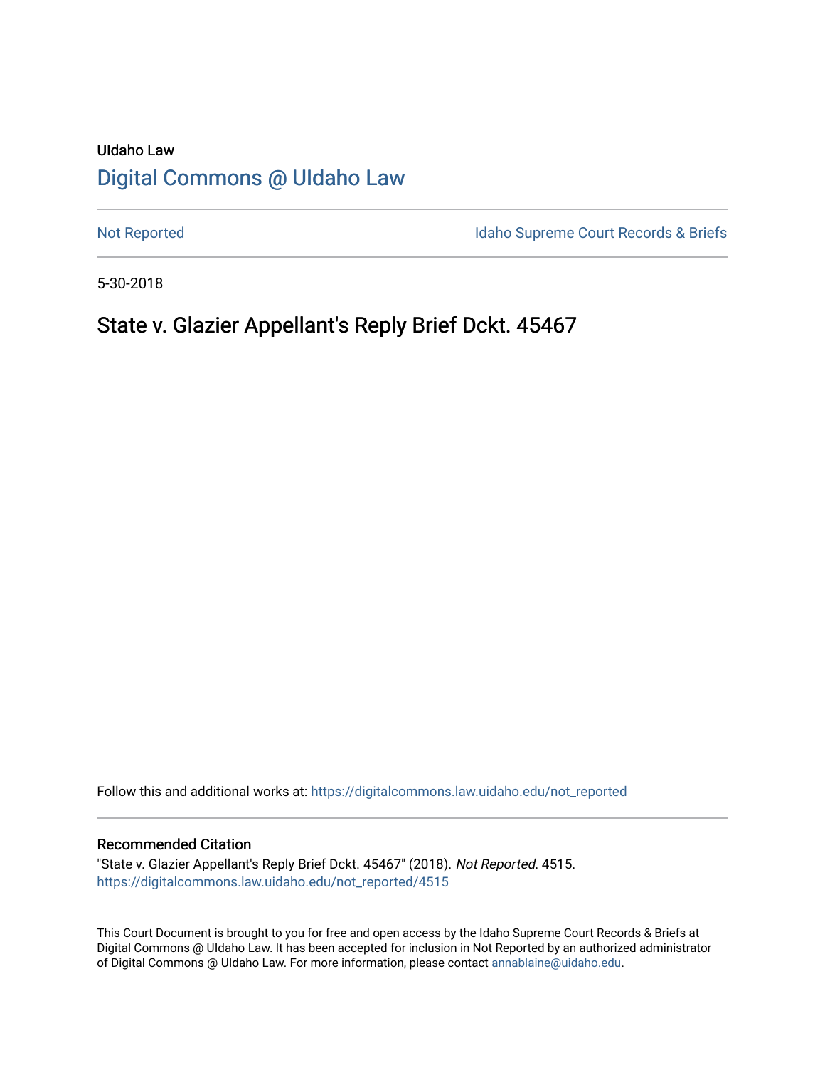UIdaho Law

# Digital Commons @ UIdaho Law

Not Reported | Idaho Supreme Court Records & Briefs

5-30-2018

## State v. Glazier Appellant's Reply Brief Dckt. 45467

Follow this and additional works at: https://digitalcommons.law.uidaho.edu/not_reported

### Recommended Citation

"State v. Glazier Appellant's Reply Brief Dckt. 45467" (2018). *Not Reported*. 4515.
https://digitalcommons.law.uidaho.edu/not_reported/4515

This Court Document is brought to you for free and open access by the Idaho Supreme Court Records & Briefs at Digital Commons @ UIdaho Law. It has been accepted for inclusion in Not Reported by an authorized administrator of Digital Commons @ UIdaho Law. For more information, please contact annablaine@uidaho.edu.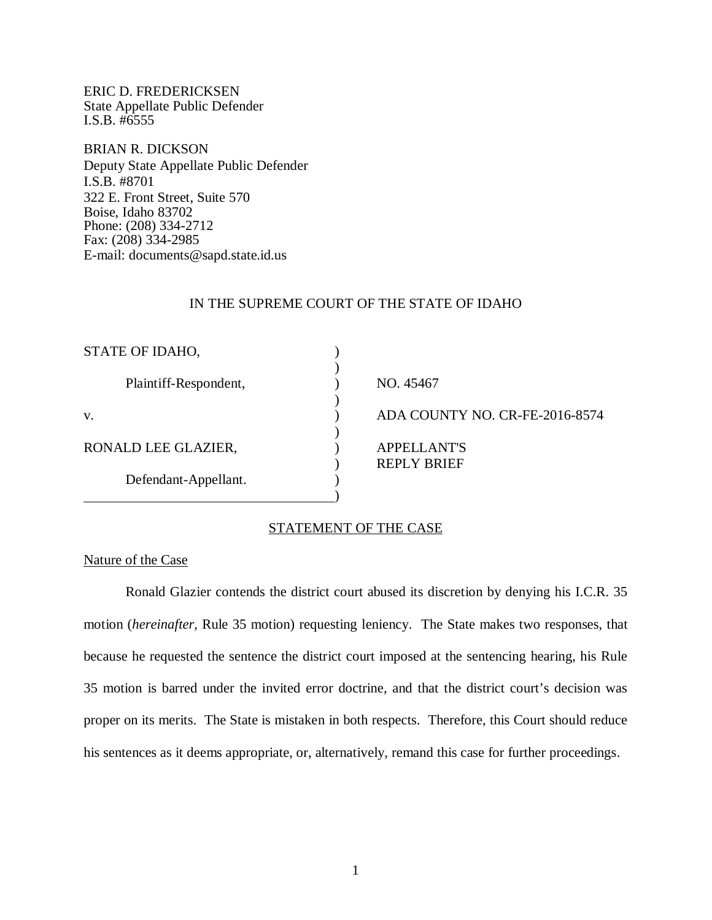ERIC D. FREDERICKSEN
State Appellate Public Defender
I.S.B. #6555

BRIAN R. DICKSON
Deputy State Appellate Public Defender
I.S.B. #8701
322 E. Front Street, Suite 570
Boise, Idaho 83702
Phone: (208) 334-2712
Fax: (208) 334-2985
E-mail: documents@sapd.state.id.us

IN THE SUPREME COURT OF THE STATE OF IDAHO

| | | |
|---|---|---|
| STATE OF IDAHO, | ) | |
| Plaintiff-Respondent, | ) | NO. 45467 |
| v. | ) | ADA COUNTY NO. CR-FE-2016-8574 |
| RONALD LEE GLAZIER, | ) | APPELLANT'S REPLY BRIEF |
| Defendant-Appellant. | ) | |

## STATEMENT OF THE CASE

### Nature of the Case

Ronald Glazier contends the district court abused its discretion by denying his I.C.R. 35 motion (*hereinafter*, Rule 35 motion) requesting leniency. The State makes two responses, that because he requested the sentence the district court imposed at the sentencing hearing, his Rule 35 motion is barred under the invited error doctrine, and that the district court's decision was proper on its merits. The State is mistaken in both respects. Therefore, this Court should reduce his sentences as it deems appropriate, or, alternatively, remand this case for further proceedings.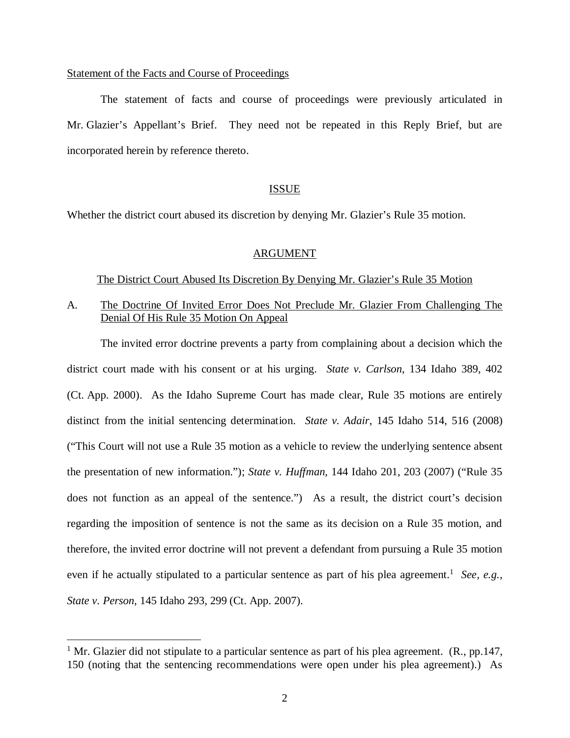Statement of the Facts and Course of Proceedings

The statement of facts and course of proceedings were previously articulated in Mr. Glazier's Appellant's Brief. They need not be repeated in this Reply Brief, but are incorporated herein by reference thereto.

## ISSUE

Whether the district court abused its discretion by denying Mr. Glazier's Rule 35 motion.

## ARGUMENT

### The District Court Abused Its Discretion By Denying Mr. Glazier's Rule 35 Motion

### A. The Doctrine Of Invited Error Does Not Preclude Mr. Glazier From Challenging The Denial Of His Rule 35 Motion On Appeal

The invited error doctrine prevents a party from complaining about a decision which the district court made with his consent or at his urging. *State v. Carlson*, 134 Idaho 389, 402 (Ct. App. 2000). As the Idaho Supreme Court has made clear, Rule 35 motions are entirely distinct from the initial sentencing determination. *State v. Adair*, 145 Idaho 514, 516 (2008) ("This Court will not use a Rule 35 motion as a vehicle to review the underlying sentence absent the presentation of new information."); *State v. Huffman*, 144 Idaho 201, 203 (2007) ("Rule 35 does not function as an appeal of the sentence.") As a result, the district court's decision regarding the imposition of sentence is not the same as its decision on a Rule 35 motion, and therefore, the invited error doctrine will not prevent a defendant from pursuing a Rule 35 motion even if he actually stipulated to a particular sentence as part of his plea agreement.[1] *See, e.g.*, *State v. Person*, 145 Idaho 293, 299 (Ct. App. 2007).

---

[1] Mr. Glazier did not stipulate to a particular sentence as part of his plea agreement. (R., pp.147, 150 (noting that the sentencing recommendations were open under his plea agreement).) As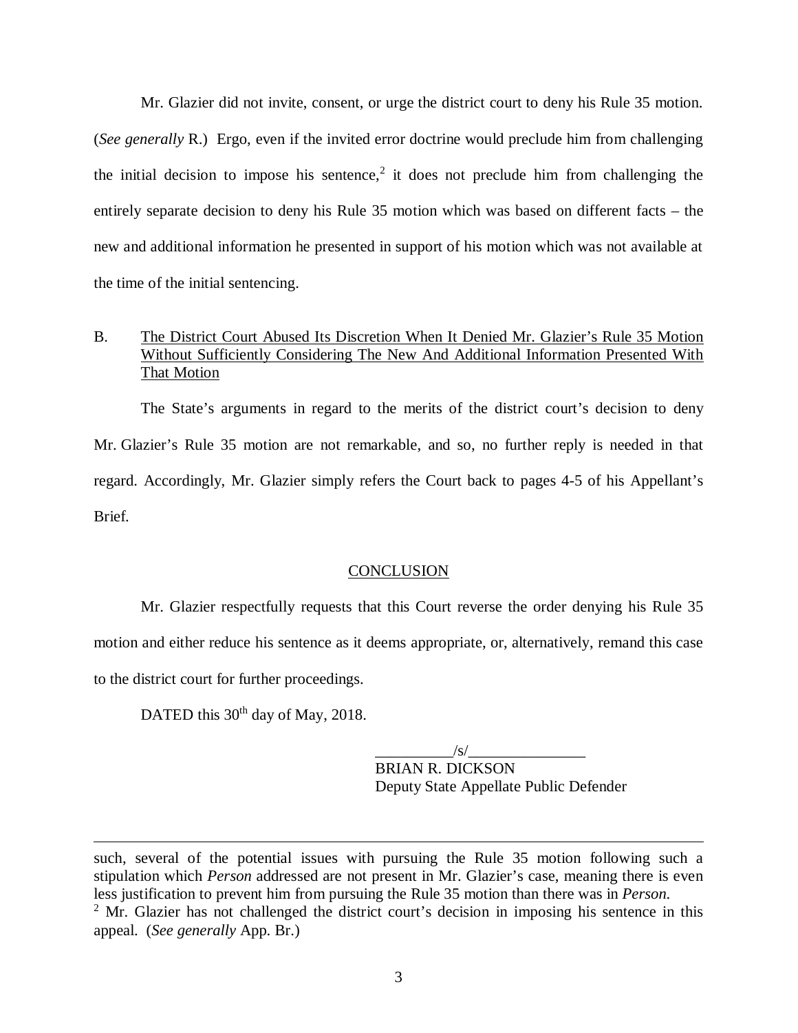Mr. Glazier did not invite, consent, or urge the district court to deny his Rule 35 motion. (*See generally* R.) Ergo, even if the invited error doctrine would preclude him from challenging the initial decision to impose his sentence,[2] it does not preclude him from challenging the entirely separate decision to deny his Rule 35 motion which was based on different facts – the new and additional information he presented in support of his motion which was not available at the time of the initial sentencing.

B. <u>The District Court Abused Its Discretion When It Denied Mr. Glazier's Rule 35 Motion Without Sufficiently Considering The New And Additional Information Presented With That Motion</u>

The State's arguments in regard to the merits of the district court's decision to deny Mr. Glazier's Rule 35 motion are not remarkable, and so, no further reply is needed in that regard. Accordingly, Mr. Glazier simply refers the Court back to pages 4-5 of his Appellant's Brief.

## CONCLUSION

Mr. Glazier respectfully requests that this Court reverse the order denying his Rule 35 motion and either reduce his sentence as it deems appropriate, or, alternatively, remand this case to the district court for further proceedings.

DATED this 30th day of May, 2018.

\_\_\_\_\_\_\_\_\_\_/s/\_\_\_\_\_\_\_\_\_\_\_\_\_\_\_
BRIAN R. DICKSON
Deputy State Appellate Public Defender

---

such, several of the potential issues with pursuing the Rule 35 motion following such a stipulation which *Person* addressed are not present in Mr. Glazier's case, meaning there is even less justification to prevent him from pursuing the Rule 35 motion than there was in *Person*.

[2] Mr. Glazier has not challenged the district court's decision in imposing his sentence in this appeal. (*See generally* App. Br.)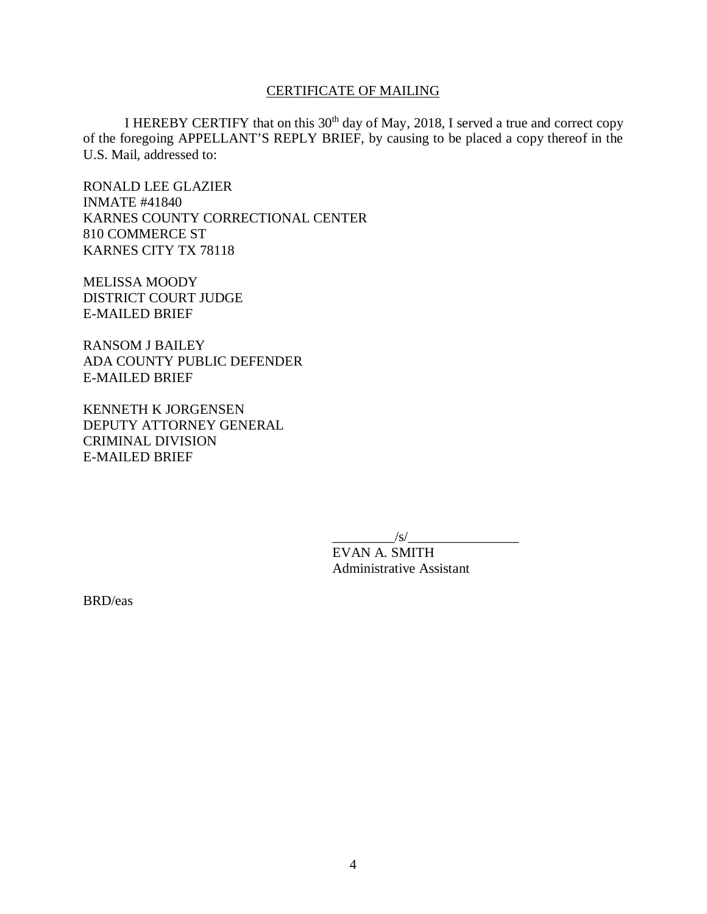## CERTIFICATE OF MAILING

I HEREBY CERTIFY that on this 30th day of May, 2018, I served a true and correct copy of the foregoing APPELLANT'S REPLY BRIEF, by causing to be placed a copy thereof in the U.S. Mail, addressed to:

RONALD LEE GLAZIER
INMATE #41840
KARNES COUNTY CORRECTIONAL CENTER
810 COMMERCE ST
KARNES CITY TX 78118

MELISSA MOODY
DISTRICT COURT JUDGE
E-MAILED BRIEF

RANSOM J BAILEY
ADA COUNTY PUBLIC DEFENDER
E-MAILED BRIEF

KENNETH K JORGENSEN
DEPUTY ATTORNEY GENERAL
CRIMINAL DIVISION
E-MAILED BRIEF

_________/s/________________
EVAN A. SMITH
Administrative Assistant

BRD/eas